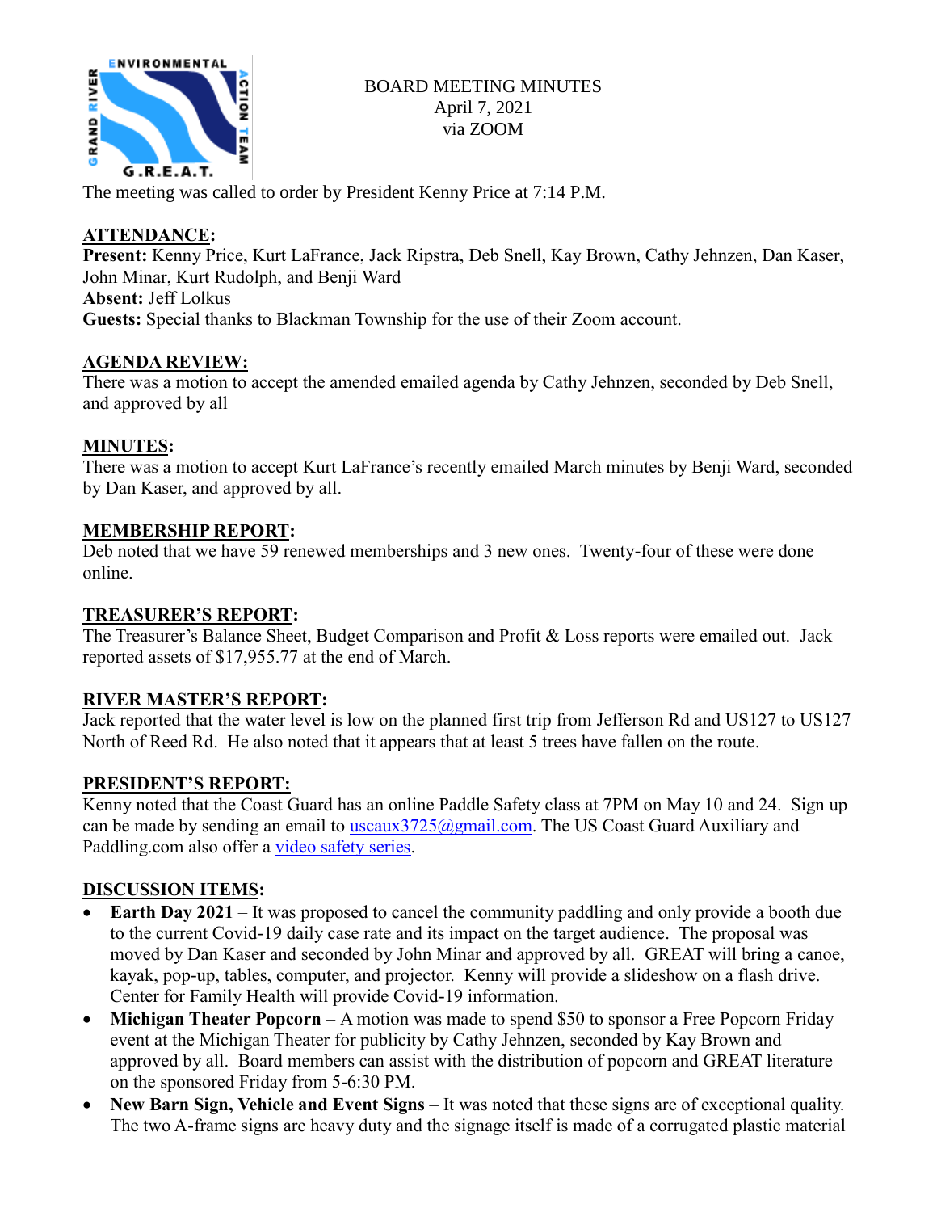BOARD MEETING MINUTES
April 7, 2021
via ZOOM

The meeting was called to order by President Kenny Price at 7:14 P.M.

## ATTENDANCE:

**Present:** Kenny Price, Kurt LaFrance, Jack Ripstra, Deb Snell, Kay Brown, Cathy Jehnzen, Dan Kaser, John Minar, Kurt Rudolph, and Benji Ward
**Absent:** Jeff Lolkus
**Guests:** Special thanks to Blackman Township for the use of their Zoom account.

## AGENDA REVIEW:

There was a motion to accept the amended emailed agenda by Cathy Jehnzen, seconded by Deb Snell, and approved by all

## MINUTES:

There was a motion to accept Kurt LaFrance's recently emailed March minutes by Benji Ward, seconded by Dan Kaser, and approved by all.

## MEMBERSHIP REPORT:

Deb noted that we have 59 renewed memberships and 3 new ones. Twenty-four of these were done online.

## TREASURER'S REPORT:

The Treasurer's Balance Sheet, Budget Comparison and Profit & Loss reports were emailed out. Jack reported assets of $17,955.77 at the end of March.

## RIVER MASTER'S REPORT:

Jack reported that the water level is low on the planned first trip from Jefferson Rd and US127 to US127 North of Reed Rd. He also noted that it appears that at least 5 trees have fallen on the route.

## PRESIDENT'S REPORT:

Kenny noted that the Coast Guard has an online Paddle Safety class at 7PM on May 10 and 24. Sign up can be made by sending an email to uscaux3725@gmail.com. The US Coast Guard Auxiliary and Paddling.com also offer a video safety series.

## DISCUSSION ITEMS:

- **Earth Day 2021** – It was proposed to cancel the community paddling and only provide a booth due to the current Covid-19 daily case rate and its impact on the target audience. The proposal was moved by Dan Kaser and seconded by John Minar and approved by all. GREAT will bring a canoe, kayak, pop-up, tables, computer, and projector. Kenny will provide a slideshow on a flash drive. Center for Family Health will provide Covid-19 information.
- **Michigan Theater Popcorn** – A motion was made to spend $50 to sponsor a Free Popcorn Friday event at the Michigan Theater for publicity by Cathy Jehnzen, seconded by Kay Brown and approved by all. Board members can assist with the distribution of popcorn and GREAT literature on the sponsored Friday from 5-6:30 PM.
- **New Barn Sign, Vehicle and Event Signs** – It was noted that these signs are of exceptional quality. The two A-frame signs are heavy duty and the signage itself is made of a corrugated plastic material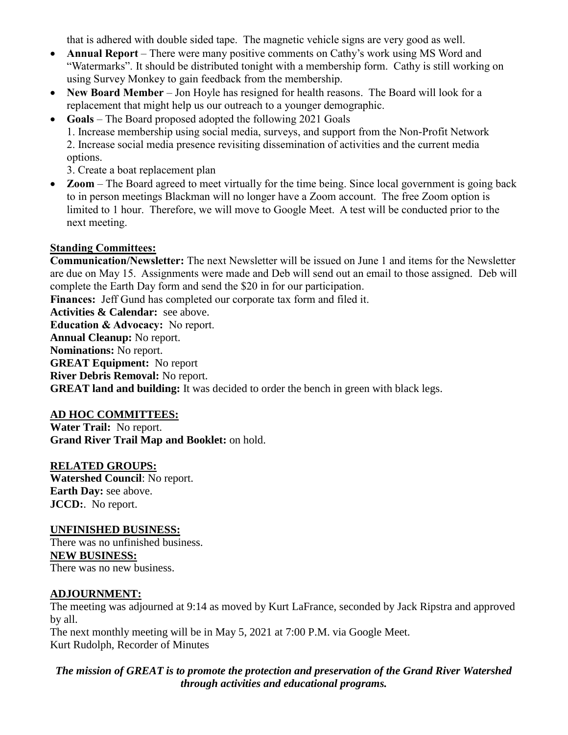that is adhered with double sided tape. The magnetic vehicle signs are very good as well.

- **Annual Report** – There were many positive comments on Cathy's work using MS Word and "Watermarks". It should be distributed tonight with a membership form. Cathy is still working on using Survey Monkey to gain feedback from the membership.
- **New Board Member** – Jon Hoyle has resigned for health reasons. The Board will look for a replacement that might help us our outreach to a younger demographic.
- **Goals** – The Board proposed adopted the following 2021 Goals
  1. Increase membership using social media, surveys, and support from the Non-Profit Network
  2. Increase social media presence revisiting dissemination of activities and the current media options.
  3. Create a boat replacement plan
- **Zoom** – The Board agreed to meet virtually for the time being. Since local government is going back to in person meetings Blackman will no longer have a Zoom account. The free Zoom option is limited to 1 hour. Therefore, we will move to Google Meet. A test will be conducted prior to the next meeting.

## Standing Committees:

**Communication/Newsletter:** The next Newsletter will be issued on June 1 and items for the Newsletter are due on May 15. Assignments were made and Deb will send out an email to those assigned. Deb will complete the Earth Day form and send the $20 in for our participation.
**Finances:** Jeff Gund has completed our corporate tax form and filed it.
**Activities & Calendar:** see above.
**Education & Advocacy:** No report.
**Annual Cleanup:** No report.
**Nominations:** No report.
**GREAT Equipment:** No report
**River Debris Removal:** No report.
**GREAT land and building:** It was decided to order the bench in green with black legs.

## AD HOC COMMITTEES:

**Water Trail:** No report.
**Grand River Trail Map and Booklet:** on hold.

## RELATED GROUPS:

**Watershed Council**: No report.
**Earth Day:** see above.
**JCCD:**. No report.

## UNFINISHED BUSINESS:

There was no unfinished business.

## NEW BUSINESS:

There was no new business.

## ADJOURNMENT:

The meeting was adjourned at 9:14 as moved by Kurt LaFrance, seconded by Jack Ripstra and approved by all.
The next monthly meeting will be in May 5, 2021 at 7:00 P.M. via Google Meet.
Kurt Rudolph, Recorder of Minutes

***The mission of GREAT is to promote the protection and preservation of the Grand River Watershed through activities and educational programs.***